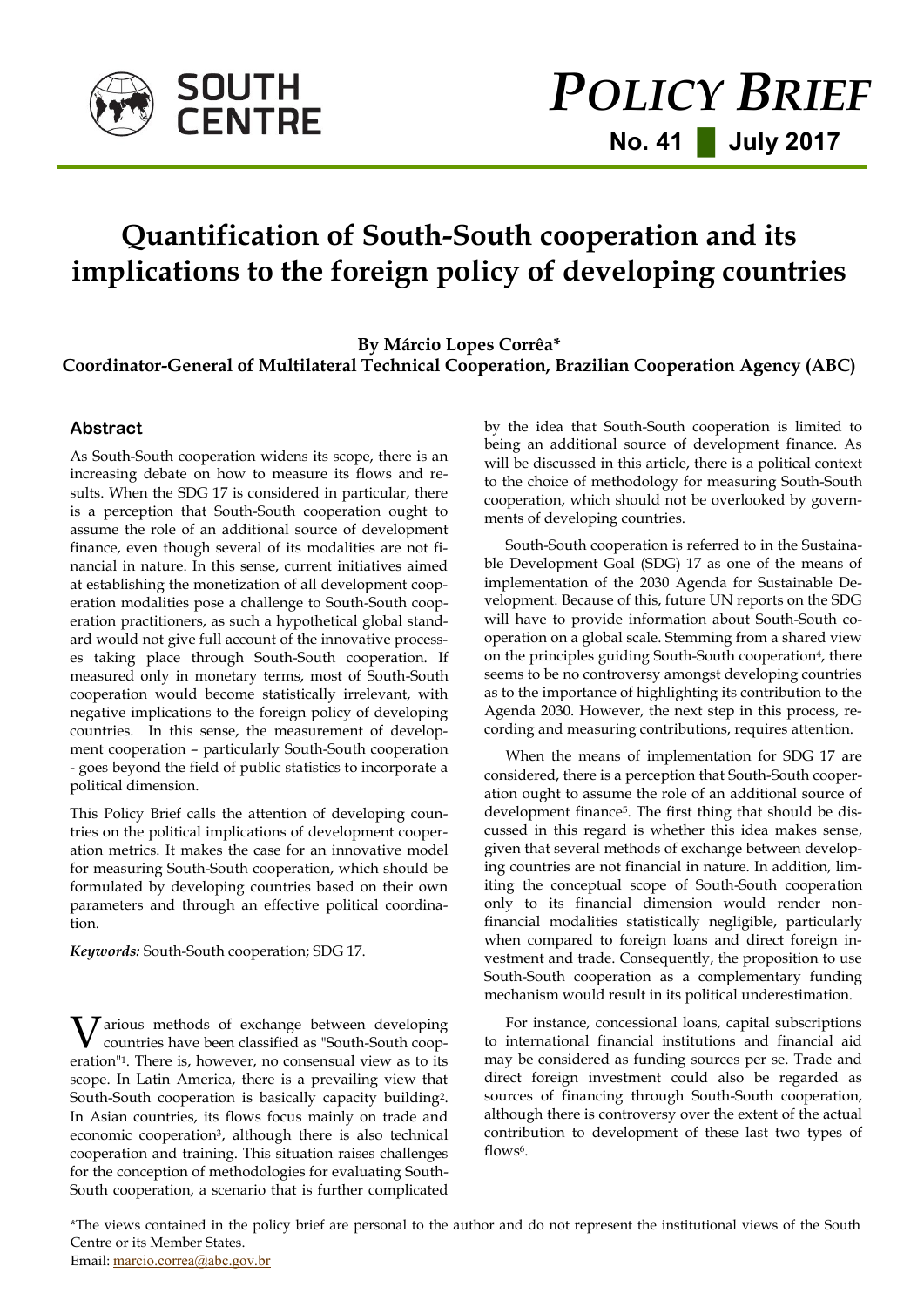SOUTH CENTRE

# POLICY BRIEF

**No. 41 | July 2017**

# Quantification of South-South cooperation and its implications to the foreign policy of developing countries

**By Márcio Lopes Corrêa***
**Coordinator-General of Multilateral Technical Cooperation, Brazilian Cooperation Agency (ABC)**

## Abstract

As South-South cooperation widens its scope, there is an increasing debate on how to measure its flows and results. When the SDG 17 is considered in particular, there is a perception that South-South cooperation ought to assume the role of an additional source of development finance, even though several of its modalities are not financial in nature. In this sense, current initiatives aimed at establishing the monetization of all development cooperation modalities pose a challenge to South-South cooperation practitioners, as such a hypothetical global standard would not give full account of the innovative processes taking place through South-South cooperation. If measured only in monetary terms, most of South-South cooperation would become statistically irrelevant, with negative implications to the foreign policy of developing countries. In this sense, the measurement of development cooperation – particularly South-South cooperation - goes beyond the field of public statistics to incorporate a political dimension.

This Policy Brief calls the attention of developing countries on the political implications of development cooperation metrics. It makes the case for an innovative model for measuring South-South cooperation, which should be formulated by developing countries based on their own parameters and through an effective political coordination.

*Keywords:* South-South cooperation; SDG 17.

Various methods of exchange between developing countries have been classified as "South-South cooperation"[1]. There is, however, no consensual view as to its scope. In Latin America, there is a prevailing view that South-South cooperation is basically capacity building[2]. In Asian countries, its flows focus mainly on trade and economic cooperation[3], although there is also technical cooperation and training. This situation raises challenges for the conception of methodologies for evaluating South-South cooperation, a scenario that is further complicated by the idea that South-South cooperation is limited to being an additional source of development finance. As will be discussed in this article, there is a political context to the choice of methodology for measuring South-South cooperation, which should not be overlooked by governments of developing countries.

South-South cooperation is referred to in the Sustainable Development Goal (SDG) 17 as one of the means of implementation of the 2030 Agenda for Sustainable Development. Because of this, future UN reports on the SDG will have to provide information about South-South cooperation on a global scale. Stemming from a shared view on the principles guiding South-South cooperation[4], there seems to be no controversy amongst developing countries as to the importance of highlighting its contribution to the Agenda 2030. However, the next step in this process, recording and measuring contributions, requires attention.

When the means of implementation for SDG 17 are considered, there is a perception that South-South cooperation ought to assume the role of an additional source of development finance[5]. The first thing that should be discussed in this regard is whether this idea makes sense, given that several methods of exchange between developing countries are not financial in nature. In addition, limiting the conceptual scope of South-South cooperation only to its financial dimension would render non-financial modalities statistically negligible, particularly when compared to foreign loans and direct foreign investment and trade. Consequently, the proposition to use South-South cooperation as a complementary funding mechanism would result in its political underestimation.

For instance, concessional loans, capital subscriptions to international financial institutions and financial aid may be considered as funding sources per se. Trade and direct foreign investment could also be regarded as sources of financing through South-South cooperation, although there is controversy over the extent of the actual contribution to development of these last two types of flows[6].

*The views contained in the policy brief are personal to the author and do not represent the institutional views of the South Centre or its Member States.
Email: marcio.correa@abc.gov.br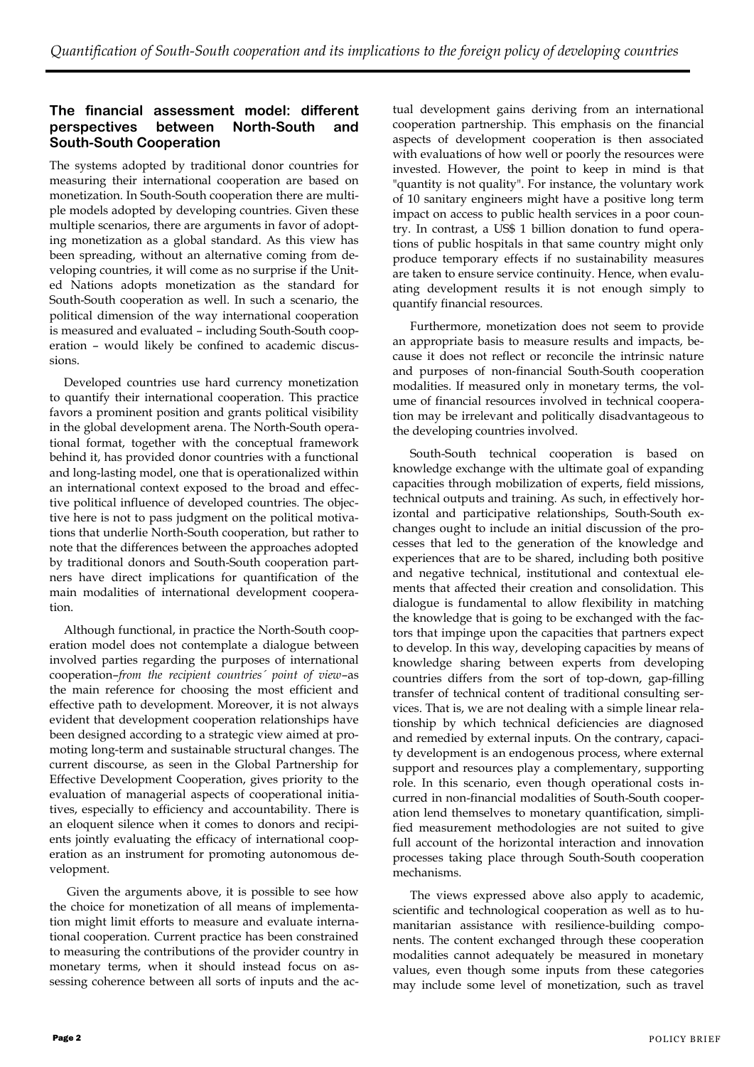## The financial assessment model: different perspectives between North-South and South-South Cooperation

The systems adopted by traditional donor countries for measuring their international cooperation are based on monetization. In South-South cooperation there are multiple models adopted by developing countries. Given these multiple scenarios, there are arguments in favor of adopting monetization as a global standard. As this view has been spreading, without an alternative coming from developing countries, it will come as no surprise if the United Nations adopts monetization as the standard for South-South cooperation as well. In such a scenario, the political dimension of the way international cooperation is measured and evaluated – including South-South cooperation – would likely be confined to academic discussions.

Developed countries use hard currency monetization to quantify their international cooperation. This practice favors a prominent position and grants political visibility in the global development arena. The North-South operational format, together with the conceptual framework behind it, has provided donor countries with a functional and long-lasting model, one that is operationalized within an international context exposed to the broad and effective political influence of developed countries. The objective here is not to pass judgment on the political motivations that underlie North-South cooperation, but rather to note that the differences between the approaches adopted by traditional donors and South-South cooperation partners have direct implications for quantification of the main modalities of international development cooperation.

Although functional, in practice the North-South cooperation model does not contemplate a dialogue between involved parties regarding the purposes of international cooperation–*from the recipient countries´ point of view*–as the main reference for choosing the most efficient and effective path to development. Moreover, it is not always evident that development cooperation relationships have been designed according to a strategic view aimed at promoting long-term and sustainable structural changes. The current discourse, as seen in the Global Partnership for Effective Development Cooperation, gives priority to the evaluation of managerial aspects of cooperational initiatives, especially to efficiency and accountability. There is an eloquent silence when it comes to donors and recipients jointly evaluating the efficacy of international cooperation as an instrument for promoting autonomous development.

Given the arguments above, it is possible to see how the choice for monetization of all means of implementation might limit efforts to measure and evaluate international cooperation. Current practice has been constrained to measuring the contributions of the provider country in monetary terms, when it should instead focus on assessing coherence between all sorts of inputs and the actual development gains deriving from an international cooperation partnership. This emphasis on the financial aspects of development cooperation is then associated with evaluations of how well or poorly the resources were invested. However, the point to keep in mind is that "quantity is not quality". For instance, the voluntary work of 10 sanitary engineers might have a positive long term impact on access to public health services in a poor country. In contrast, a US$ 1 billion donation to fund operations of public hospitals in that same country might only produce temporary effects if no sustainability measures are taken to ensure service continuity. Hence, when evaluating development results it is not enough simply to quantify financial resources.

Furthermore, monetization does not seem to provide an appropriate basis to measure results and impacts, because it does not reflect or reconcile the intrinsic nature and purposes of non-financial South-South cooperation modalities. If measured only in monetary terms, the volume of financial resources involved in technical cooperation may be irrelevant and politically disadvantageous to the developing countries involved.

South-South technical cooperation is based on knowledge exchange with the ultimate goal of expanding capacities through mobilization of experts, field missions, technical outputs and training. As such, in effectively horizontal and participative relationships, South-South exchanges ought to include an initial discussion of the processes that led to the generation of the knowledge and experiences that are to be shared, including both positive and negative technical, institutional and contextual elements that affected their creation and consolidation. This dialogue is fundamental to allow flexibility in matching the knowledge that is going to be exchanged with the factors that impinge upon the capacities that partners expect to develop. In this way, developing capacities by means of knowledge sharing between experts from developing countries differs from the sort of top-down, gap-filling transfer of technical content of traditional consulting services. That is, we are not dealing with a simple linear relationship by which technical deficiencies are diagnosed and remedied by external inputs. On the contrary, capacity development is an endogenous process, where external support and resources play a complementary, supporting role. In this scenario, even though operational costs incurred in non-financial modalities of South-South cooperation lend themselves to monetary quantification, simplified measurement methodologies are not suited to give full account of the horizontal interaction and innovation processes taking place through South-South cooperation mechanisms.

The views expressed above also apply to academic, scientific and technological cooperation as well as to humanitarian assistance with resilience-building components. The content exchanged through these cooperation modalities cannot adequately be measured in monetary values, even though some inputs from these categories may include some level of monetization, such as travel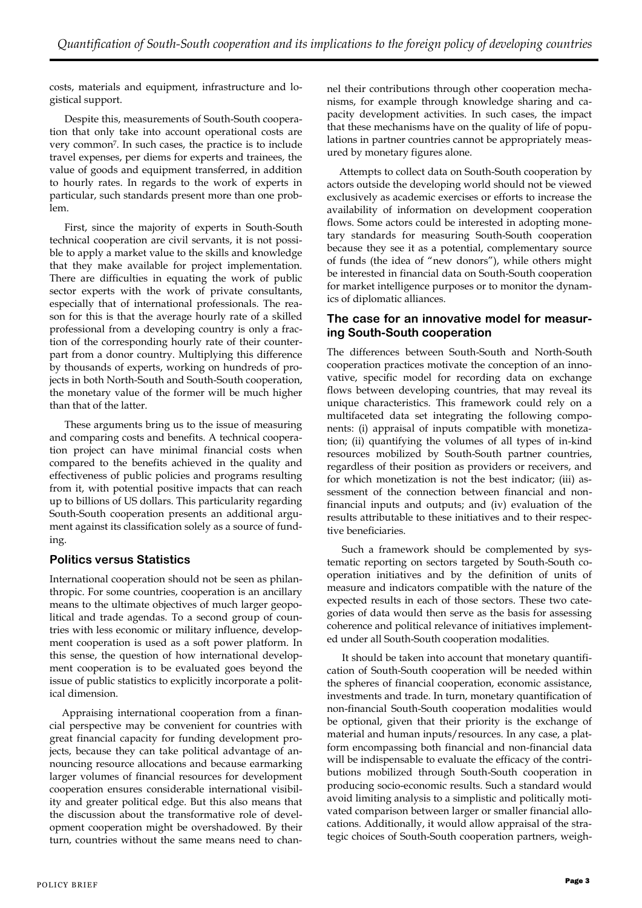costs, materials and equipment, infrastructure and logistical support.

Despite this, measurements of South-South cooperation that only take into account operational costs are very common[7]. In such cases, the practice is to include travel expenses, per diems for experts and trainees, the value of goods and equipment transferred, in addition to hourly rates. In regards to the work of experts in particular, such standards present more than one problem.

First, since the majority of experts in South-South technical cooperation are civil servants, it is not possible to apply a market value to the skills and knowledge that they make available for project implementation. There are difficulties in equating the work of public sector experts with the work of private consultants, especially that of international professionals. The reason for this is that the average hourly rate of a skilled professional from a developing country is only a fraction of the corresponding hourly rate of their counterpart from a donor country. Multiplying this difference by thousands of experts, working on hundreds of projects in both North-South and South-South cooperation, the monetary value of the former will be much higher than that of the latter.

These arguments bring us to the issue of measuring and comparing costs and benefits. A technical cooperation project can have minimal financial costs when compared to the benefits achieved in the quality and effectiveness of public policies and programs resulting from it, with potential positive impacts that can reach up to billions of US dollars. This particularity regarding South-South cooperation presents an additional argument against its classification solely as a source of funding.

## Politics versus Statistics

International cooperation should not be seen as philanthropic. For some countries, cooperation is an ancillary means to the ultimate objectives of much larger geopolitical and trade agendas. To a second group of countries with less economic or military influence, development cooperation is used as a soft power platform. In this sense, the question of how international development cooperation is to be evaluated goes beyond the issue of public statistics to explicitly incorporate a political dimension.

Appraising international cooperation from a financial perspective may be convenient for countries with great financial capacity for funding development projects, because they can take political advantage of announcing resource allocations and because earmarking larger volumes of financial resources for development cooperation ensures considerable international visibility and greater political edge. But this also means that the discussion about the transformative role of development cooperation might be overshadowed. By their turn, countries without the same means need to channel their contributions through other cooperation mechanisms, for example through knowledge sharing and capacity development activities. In such cases, the impact that these mechanisms have on the quality of life of populations in partner countries cannot be appropriately measured by monetary figures alone.

Attempts to collect data on South-South cooperation by actors outside the developing world should not be viewed exclusively as academic exercises or efforts to increase the availability of information on development cooperation flows. Some actors could be interested in adopting monetary standards for measuring South-South cooperation because they see it as a potential, complementary source of funds (the idea of "new donors"), while others might be interested in financial data on South-South cooperation for market intelligence purposes or to monitor the dynamics of diplomatic alliances.

## The case for an innovative model for measuring South-South cooperation

The differences between South-South and North-South cooperation practices motivate the conception of an innovative, specific model for recording data on exchange flows between developing countries, that may reveal its unique characteristics. This framework could rely on a multifaceted data set integrating the following components: (i) appraisal of inputs compatible with monetization; (ii) quantifying the volumes of all types of in-kind resources mobilized by South-South partner countries, regardless of their position as providers or receivers, and for which monetization is not the best indicator; (iii) assessment of the connection between financial and non-financial inputs and outputs; and (iv) evaluation of the results attributable to these initiatives and to their respective beneficiaries.

Such a framework should be complemented by systematic reporting on sectors targeted by South-South cooperation initiatives and by the definition of units of measure and indicators compatible with the nature of the expected results in each of those sectors. These two categories of data would then serve as the basis for assessing coherence and political relevance of initiatives implemented under all South-South cooperation modalities.

It should be taken into account that monetary quantification of South-South cooperation will be needed within the spheres of financial cooperation, economic assistance, investments and trade. In turn, monetary quantification of non-financial South-South cooperation modalities would be optional, given that their priority is the exchange of material and human inputs/resources. In any case, a platform encompassing both financial and non-financial data will be indispensable to evaluate the efficacy of the contributions mobilized through South-South cooperation in producing socio-economic results. Such a standard would avoid limiting analysis to a simplistic and politically motivated comparison between larger or smaller financial allocations. Additionally, it would allow appraisal of the strategic choices of South-South cooperation partners, weigh-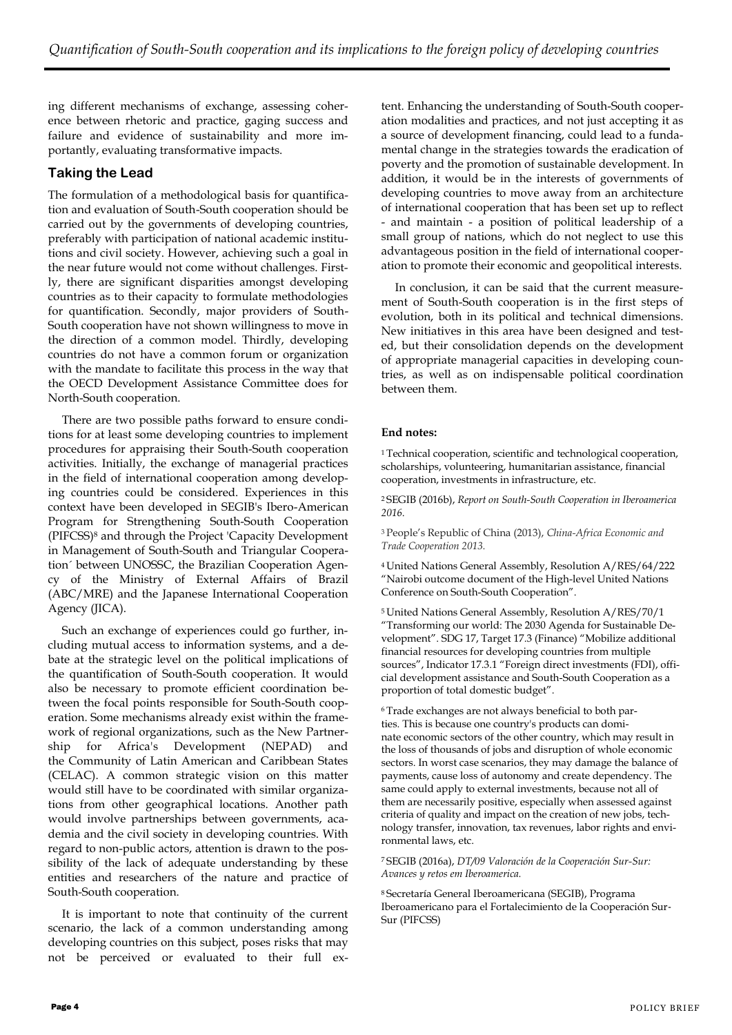ing different mechanisms of exchange, assessing coherence between rhetoric and practice, gaging success and failure and evidence of sustainability and more importantly, evaluating transformative impacts.

## Taking the Lead

The formulation of a methodological basis for quantification and evaluation of South-South cooperation should be carried out by the governments of developing countries, preferably with participation of national academic institutions and civil society. However, achieving such a goal in the near future would not come without challenges. Firstly, there are significant disparities amongst developing countries as to their capacity to formulate methodologies for quantification. Secondly, major providers of South-South cooperation have not shown willingness to move in the direction of a common model. Thirdly, developing countries do not have a common forum or organization with the mandate to facilitate this process in the way that the OECD Development Assistance Committee does for North-South cooperation.

There are two possible paths forward to ensure conditions for at least some developing countries to implement procedures for appraising their South-South cooperation activities. Initially, the exchange of managerial practices in the field of international cooperation among developing countries could be considered. Experiences in this context have been developed in SEGIB's Ibero-American Program for Strengthening South-South Cooperation (PIFCSS)[8] and through the Project 'Capacity Development in Management of South-South and Triangular Cooperation´ between UNOSSC, the Brazilian Cooperation Agency of the Ministry of External Affairs of Brazil (ABC/MRE) and the Japanese International Cooperation Agency (JICA).

Such an exchange of experiences could go further, including mutual access to information systems, and a debate at the strategic level on the political implications of the quantification of South-South cooperation. It would also be necessary to promote efficient coordination between the focal points responsible for South-South cooperation. Some mechanisms already exist within the framework of regional organizations, such as the New Partnership for Africa's Development (NEPAD) and the Community of Latin American and Caribbean States (CELAC). A common strategic vision on this matter would still have to be coordinated with similar organizations from other geographical locations. Another path would involve partnerships between governments, academia and the civil society in developing countries. With regard to non-public actors, attention is drawn to the possibility of the lack of adequate understanding by these entities and researchers of the nature and practice of South-South cooperation.

It is important to note that continuity of the current scenario, the lack of a common understanding among developing countries on this subject, poses risks that may not be perceived or evaluated to their full extent. Enhancing the understanding of South-South cooperation modalities and practices, and not just accepting it as a source of development financing, could lead to a fundamental change in the strategies towards the eradication of poverty and the promotion of sustainable development. In addition, it would be in the interests of governments of developing countries to move away from an architecture of international cooperation that has been set up to reflect - and maintain - a position of political leadership of a small group of nations, which do not neglect to use this advantageous position in the field of international cooperation to promote their economic and geopolitical interests.

In conclusion, it can be said that the current measurement of South-South cooperation is in the first steps of evolution, both in its political and technical dimensions. New initiatives in this area have been designed and tested, but their consolidation depends on the development of appropriate managerial capacities in developing countries, as well as on indispensable political coordination between them.

**End notes:**

[1] Technical cooperation, scientific and technological cooperation, scholarships, volunteering, humanitarian assistance, financial cooperation, investments in infrastructure, etc.

[2] SEGIB (2016b), *Report on South-South Cooperation in Iberoamerica 2016.*

[3] People's Republic of China (2013), *China-Africa Economic and Trade Cooperation 2013.*

[4] United Nations General Assembly, Resolution A/RES/64/222 "Nairobi outcome document of the High-level United Nations Conference on South-South Cooperation".

[5] United Nations General Assembly, Resolution A/RES/70/1 "Transforming our world: The 2030 Agenda for Sustainable Development". SDG 17, Target 17.3 (Finance) "Mobilize additional financial resources for developing countries from multiple sources", Indicator 17.3.1 "Foreign direct investments (FDI), official development assistance and South-South Cooperation as a proportion of total domestic budget".

[6] Trade exchanges are not always beneficial to both parties. This is because one country's products can dominate economic sectors of the other country, which may result in the loss of thousands of jobs and disruption of whole economic sectors. In worst case scenarios, they may damage the balance of payments, cause loss of autonomy and create dependency. The same could apply to external investments, because not all of them are necessarily positive, especially when assessed against criteria of quality and impact on the creation of new jobs, technology transfer, innovation, tax revenues, labor rights and environmental laws, etc.

[7] SEGIB (2016a), *DT/09 Valoración de la Cooperación Sur-Sur: Avances y retos em Iberoamerica.*

[8] Secretaría General Iberoamericana (SEGIB), Programa Iberoamericano para el Fortalecimiento de la Cooperación Sur-Sur (PIFCSS)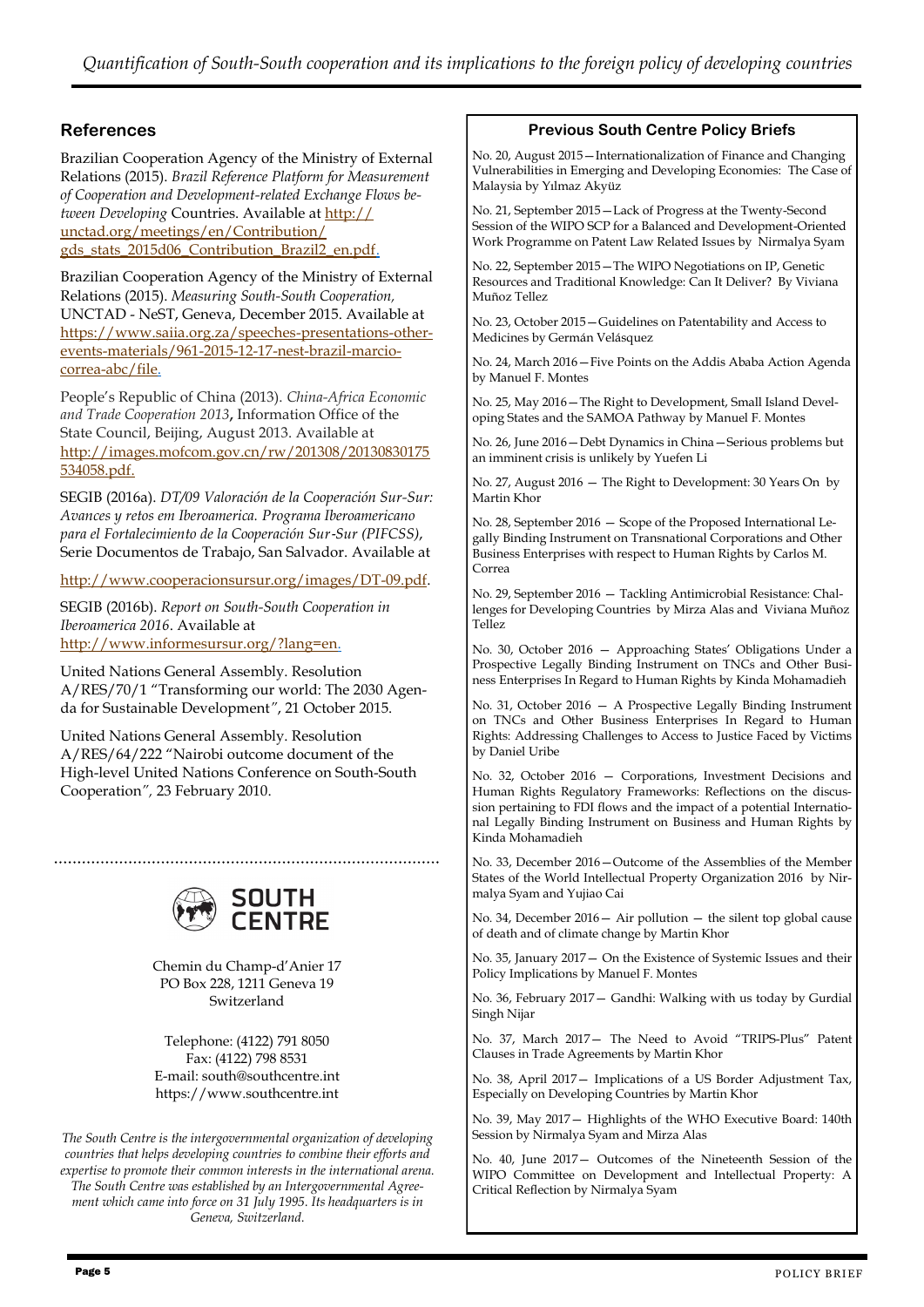## References

Brazilian Cooperation Agency of the Ministry of External Relations (2015). *Brazil Reference Platform for Measurement of Cooperation and Development-related Exchange Flows between Developing* Countries. Available at http://unctad.org/meetings/en/Contribution/gds_stats_2015d06_Contribution_Brazil2_en.pdf.

Brazilian Cooperation Agency of the Ministry of External Relations (2015). *Measuring South-South Cooperation,* UNCTAD - NeST, Geneva, December 2015. Available at https://www.saiia.org.za/speeches-presentations-other-events-materials/961-2015-12-17-nest-brazil-marcio-correa-abc/file.

People's Republic of China (2013). *China-Africa Economic and Trade Cooperation 2013*, Information Office of the State Council, Beijing, August 2013. Available at http://images.mofcom.gov.cn/rw/201308/20130830175534058.pdf.

SEGIB (2016a). *DT/09 Valoración de la Cooperación Sur-Sur: Avances y retos em Iberoamerica. Programa Iberoamericano para el Fortalecimiento de la Cooperación Sur-Sur (PIFCSS)*, Serie Documentos de Trabajo, San Salvador. Available at

http://www.cooperacionsursur.org/images/DT-09.pdf.

SEGIB (2016b). *Report on South-South Cooperation in Iberoamerica 2016*. Available at http://www.informesursur.org/?lang=en.

United Nations General Assembly. Resolution A/RES/70/1 "Transforming our world: The 2030 Agenda for Sustainable Development", 21 October 2015.

United Nations General Assembly. Resolution A/RES/64/222 "Nairobi outcome document of the High-level United Nations Conference on South-South Cooperation", 23 February 2010.

SOUTH CENTRE

Chemin du Champ-d'Anier 17
PO Box 228, 1211 Geneva 19
Switzerland

Telephone: (4122) 791 8050
Fax: (4122) 798 8531
E-mail: south@southcentre.int
https://www.southcentre.int

*The South Centre is the intergovernmental organization of developing countries that helps developing countries to combine their efforts and expertise to promote their common interests in the international arena. The South Centre was established by an Intergovernmental Agreement which came into force on 31 July 1995. Its headquarters is in Geneva, Switzerland.*

## Previous South Centre Policy Briefs

No. 20, August 2015—Internationalization of Finance and Changing Vulnerabilities in Emerging and Developing Economies: The Case of Malaysia by Yılmaz Akyüz

No. 21, September 2015—Lack of Progress at the Twenty-Second Session of the WIPO SCP for a Balanced and Development-Oriented Work Programme on Patent Law Related Issues by Nirmalya Syam

No. 22, September 2015—The WIPO Negotiations on IP, Genetic Resources and Traditional Knowledge: Can It Deliver? By Viviana Muñoz Tellez

No. 23, October 2015—Guidelines on Patentability and Access to Medicines by Germán Velásquez

No. 24, March 2016—Five Points on the Addis Ababa Action Agenda by Manuel F. Montes

No. 25, May 2016—The Right to Development, Small Island Developing States and the SAMOA Pathway by Manuel F. Montes

No. 26, June 2016—Debt Dynamics in China—Serious problems but an imminent crisis is unlikely by Yuefen Li

No. 27, August 2016 — The Right to Development: 30 Years On by Martin Khor

No. 28, September 2016 — Scope of the Proposed International Legally Binding Instrument on Transnational Corporations and Other Business Enterprises with respect to Human Rights by Carlos M. Correa

No. 29, September 2016 — Tackling Antimicrobial Resistance: Challenges for Developing Countries by Mirza Alas and Viviana Muñoz Tellez

No. 30, October 2016 — Approaching States' Obligations Under a Prospective Legally Binding Instrument on TNCs and Other Business Enterprises In Regard to Human Rights by Kinda Mohamadieh

No. 31, October 2016 — A Prospective Legally Binding Instrument on TNCs and Other Business Enterprises In Regard to Human Rights: Addressing Challenges to Access to Justice Faced by Victims by Daniel Uribe

No. 32, October 2016 — Corporations, Investment Decisions and Human Rights Regulatory Frameworks: Reflections on the discussion pertaining to FDI flows and the impact of a potential International Legally Binding Instrument on Business and Human Rights by Kinda Mohamadieh

No. 33, December 2016—Outcome of the Assemblies of the Member States of the World Intellectual Property Organization 2016 by Nirmalya Syam and Yujiao Cai

No. 34, December 2016— Air pollution — the silent top global cause of death and of climate change by Martin Khor

No. 35, January 2017— On the Existence of Systemic Issues and their Policy Implications by Manuel F. Montes

No. 36, February 2017— Gandhi: Walking with us today by Gurdial Singh Nijar

No. 37, March 2017— The Need to Avoid "TRIPS-Plus" Patent Clauses in Trade Agreements by Martin Khor

No. 38, April 2017— Implications of a US Border Adjustment Tax, Especially on Developing Countries by Martin Khor

No. 39, May 2017— Highlights of the WHO Executive Board: 140th Session by Nirmalya Syam and Mirza Alas

No. 40, June 2017— Outcomes of the Nineteenth Session of the WIPO Committee on Development and Intellectual Property: A Critical Reflection by Nirmalya Syam